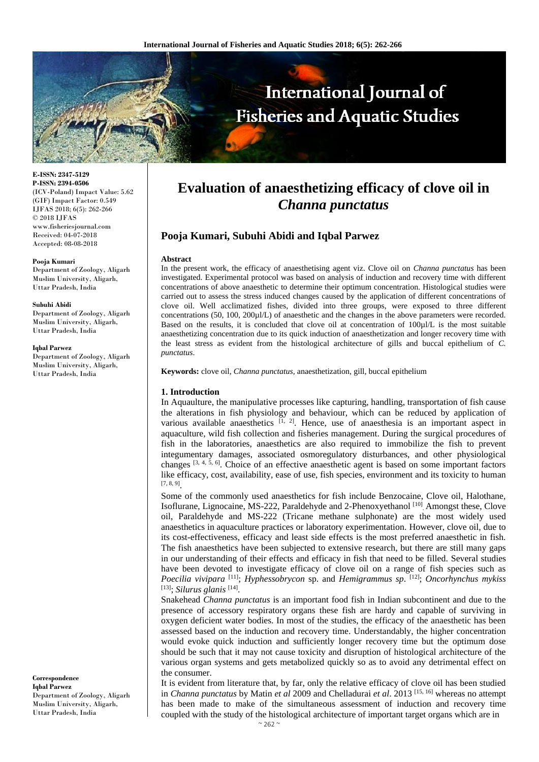E-ISSN: 2347-5129
P-ISSN: 2394-0506
(ICV-Poland) Impact Value: 5.62
(GIF) Impact Factor: 0.549
IJFAS 2018; 6(5): 262-266
© 2018 IJFAS
www.fisheriesjournal.com
Received: 04-07-2018
Accepted: 08-08-2018

**Pooja Kumari**
Department of Zoology, Aligarh Muslim University, Aligarh, Uttar Pradesh, India

**Subuhi Abidi**
Department of Zoology, Aligarh Muslim University, Aligarh, Uttar Pradesh, India

**Iqbal Parwez**
Department of Zoology, Aligarh Muslim University, Aligarh, Uttar Pradesh, India

**Correspondence**
**Iqbal Parwez**
Department of Zoology, Aligarh Muslim University, Aligarh, Uttar Pradesh, India

# Evaluation of anaesthetizing efficacy of clove oil in *Channa punctatus*

## Pooja Kumari, Subuhi Abidi and Iqbal Parwez

### Abstract

In the present work, the efficacy of anaesthetising agent viz. Clove oil on *Channa punctatus* has been investigated. Experimental protocol was based on analysis of induction and recovery time with different concentrations of above anaesthetic to determine their optimum concentration. Histological studies were carried out to assess the stress induced changes caused by the application of different concentrations of clove oil. Well acclimatized fishes, divided into three groups, were exposed to three different concentrations (50, 100, 200µl/L) of anaesthetic and the changes in the above parameters were recorded. Based on the results, it is concluded that clove oil at concentration of 100µl/L is the most suitable anaesthetizing concentration due to its quick induction of anaesthetization and longer recovery time with the least stress as evident from the histological architecture of gills and buccal epithelium of *C. punctatus*.

**Keywords:** clove oil, *Channa punctatus*, anaesthetization, gill, buccal epithelium

### 1. Introduction

In Aquaulture, the manipulative processes like capturing, handling, transportation of fish cause the alterations in fish physiology and behaviour, which can be reduced by application of various available anaesthetics [1, 2]. Hence, use of anaesthesia is an important aspect in aquaculture, wild fish collection and fisheries management. During the surgical procedures of fish in the laboratories, anaesthetics are also required to immobilize the fish to prevent integumentary damages, associated osmoregulatory disturbances, and other physiological changes [3, 4, 5, 6]. Choice of an effective anaesthetic agent is based on some important factors like efficacy, cost, availability, ease of use, fish species, environment and its toxicity to human [7, 8, 9].

Some of the commonly used anaesthetics for fish include Benzocaine, Clove oil, Halothane, Isoflurane, Lignocaine, MS-222, Paraldehyde and 2-Phenoxyethanol [10]. Amongst these, Clove oil, Paraldehyde and MS-222 (Tricane methane sulphonate) are the most widely used anaesthetics in aquaculture practices or laboratory experimentation. However, clove oil, due to its cost-effectiveness, efficacy and least side effects is the most preferred anaesthetic in fish. The fish anaesthetics have been subjected to extensive research, but there are still many gaps in our understanding of their effects and efficacy in fish that need to be filled. Several studies have been devoted to investigate efficacy of clove oil on a range of fish species such as *Poecilia vivipara* [11]; *Hyphessobrycon* sp. and *Hemigrammus sp*. [12]; *Oncorhynchus mykiss* [13]; *Silurus glanis* [14].

Snakehead *Channa punctatus* is an important food fish in Indian subcontinent and due to the presence of accessory respiratory organs these fish are hardy and capable of surviving in oxygen deficient water bodies. In most of the studies, the efficacy of the anaesthetic has been assessed based on the induction and recovery time. Understandably, the higher concentration would evoke quick induction and sufficiently longer recovery time but the optimum dose should be such that it may not cause toxicity and disruption of histological architecture of the various organ systems and gets metabolized quickly so as to avoid any detrimental effect on the consumer.

It is evident from literature that, by far, only the relative efficacy of clove oil has been studied in *Channa punctatus* by Matin *et al* 2009 and Chelladurai *et al*. 2013 [15, 16] whereas no attempt has been made to make of the simultaneous assessment of induction and recovery time coupled with the study of the histological architecture of important target organs which are in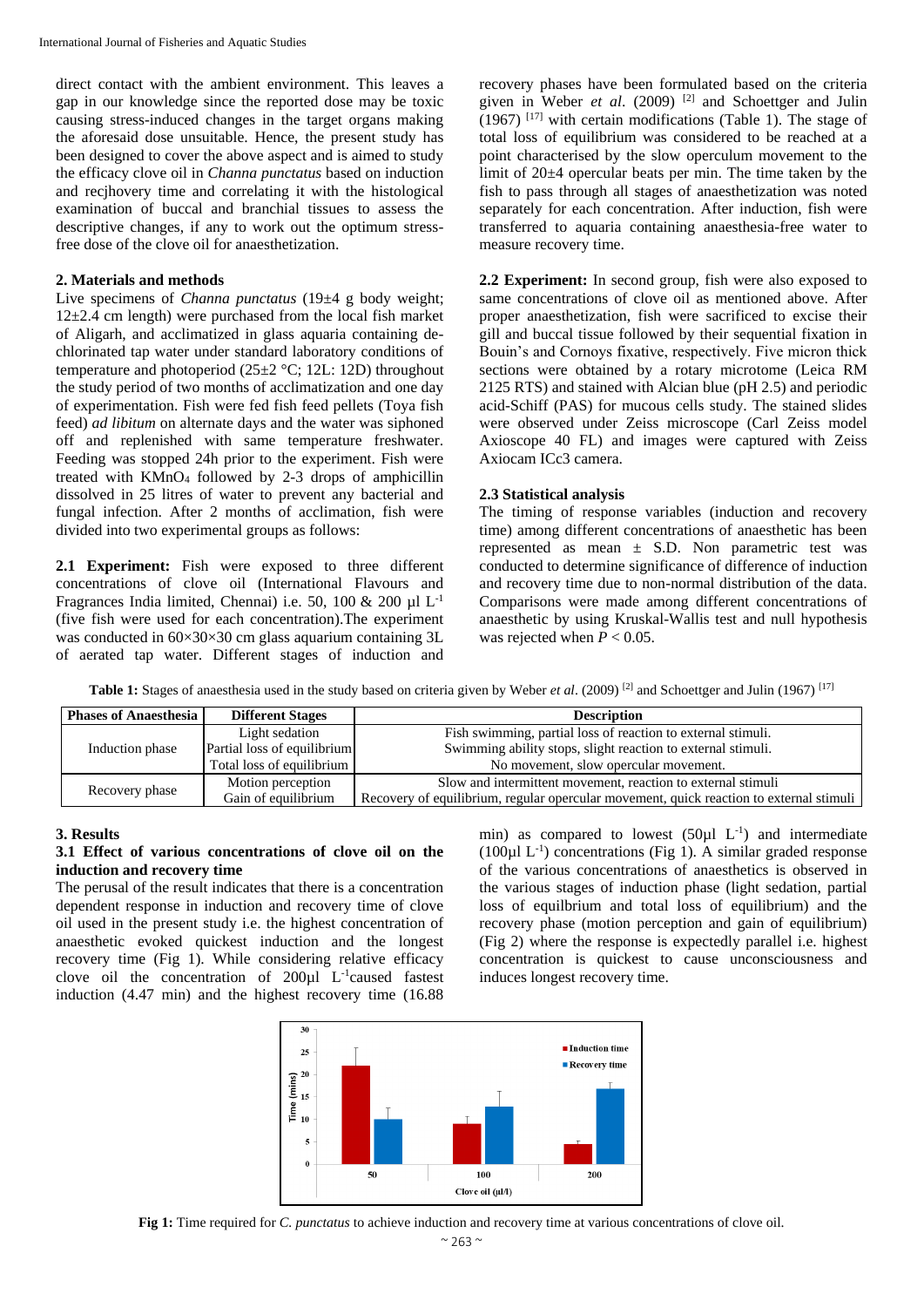direct contact with the ambient environment. This leaves a gap in our knowledge since the reported dose may be toxic causing stress-induced changes in the target organs making the aforesaid dose unsuitable. Hence, the present study has been designed to cover the above aspect and is aimed to study the efficacy clove oil in *Channa punctatus* based on induction and recjhovery time and correlating it with the histological examination of buccal and branchial tissues to assess the descriptive changes, if any to work out the optimum stress-free dose of the clove oil for anaesthetization.

## 2. Materials and methods

Live specimens of *Channa punctatus* (19±4 g body weight; 12±2.4 cm length) were purchased from the local fish market of Aligarh, and acclimatized in glass aquaria containing de-chlorinated tap water under standard laboratory conditions of temperature and photoperiod (25±2 °C; 12L: 12D) throughout the study period of two months of acclimatization and one day of experimentation. Fish were fed fish feed pellets (Toya fish feed) *ad libitum* on alternate days and the water was siphoned off and replenished with same temperature freshwater. Feeding was stopped 24h prior to the experiment. Fish were treated with $KMnO_4$ followed by 2-3 drops of amphicillin dissolved in 25 litres of water to prevent any bacterial and fungal infection. After 2 months of acclimation, fish were divided into two experimental groups as follows:

**2.1 Experiment:** Fish were exposed to three different concentrations of clove oil (International Flavours and Fragrances India limited, Chennai) i.e. 50, 100 & 200 µl $L^{-1}$ (five fish were used for each concentration).The experiment was conducted in 60×30×30 cm glass aquarium containing 3L of aerated tap water. Different stages of induction and recovery phases have been formulated based on the criteria given in Weber *et al*. (2009) [2] and Schoettger and Julin (1967) [17] with certain modifications (Table 1). The stage of total loss of equilibrium was considered to be reached at a point characterised by the slow operculum movement to the limit of 20±4 opercular beats per min. The time taken by the fish to pass through all stages of anaesthetization was noted separately for each concentration. After induction, fish were transferred to aquaria containing anaesthesia-free water to measure recovery time.

**2.2 Experiment:** In second group, fish were also exposed to same concentrations of clove oil as mentioned above. After proper anaesthetization, fish were sacrificed to excise their gill and buccal tissue followed by their sequential fixation in Bouin's and Cornoys fixative, respectively. Five micron thick sections were obtained by a rotary microtome (Leica RM 2125 RTS) and stained with Alcian blue (pH 2.5) and periodic acid-Schiff (PAS) for mucous cells study. The stained slides were observed under Zeiss microscope (Carl Zeiss model Axioscope 40 FL) and images were captured with Zeiss Axiocam ICc3 camera.

### 2.3 Statistical analysis

The timing of response variables (induction and recovery time) among different concentrations of anaesthetic has been represented as mean ± S.D. Non parametric test was conducted to determine significance of difference of induction and recovery time due to non-normal distribution of the data. Comparisons were made among different concentrations of anaesthetic by using Kruskal-Wallis test and null hypothesis was rejected when $P < 0.05$.

**Table 1:** Stages of anaesthesia used in the study based on criteria given by Weber *et al*. (2009) [2] and Schoettger and Julin (1967) [17]

| Phases of Anaesthesia | Different Stages | Description |
|---|---|---|
| Induction phase | Light sedation | Fish swimming, partial loss of reaction to external stimuli. |
| | Partial loss of equilibrium | Swimming ability stops, slight reaction to external stimuli. |
| | Total loss of equilibrium | No movement, slow opercular movement. |
| Recovery phase | Motion perception | Slow and intermittent movement, reaction to external stimuli |
| | Gain of equilibrium | Recovery of equilibrium, regular opercular movement, quick reaction to external stimuli |

## 3. Results

### 3.1 Effect of various concentrations of clove oil on the induction and recovery time

The perusal of the result indicates that there is a concentration dependent response in induction and recovery time of clove oil used in the present study i.e. the highest concentration of anaesthetic evoked quickest induction and the longest recovery time (Fig 1). While considering relative efficacy clove oil the concentration of 200µl $L^{-1}$caused fastest induction (4.47 min) and the highest recovery time (16.88 min) as compared to lowest (50µl $L^{-1}$) and intermediate (100µl $L^{-1}$) concentrations (Fig 1). A similar graded response of the various concentrations of anaesthetics is observed in the various stages of induction phase (light sedation, partial loss of equilbrium and total loss of equilibrium) and the recovery phase (motion perception and gain of equilibrium) (Fig 2) where the response is expectedly parallel i.e. highest concentration is quickest to cause unconsciousness and induces longest recovery time.

**Fig 1:** Time required for *C. punctatus* to achieve induction and recovery time at various concentrations of clove oil.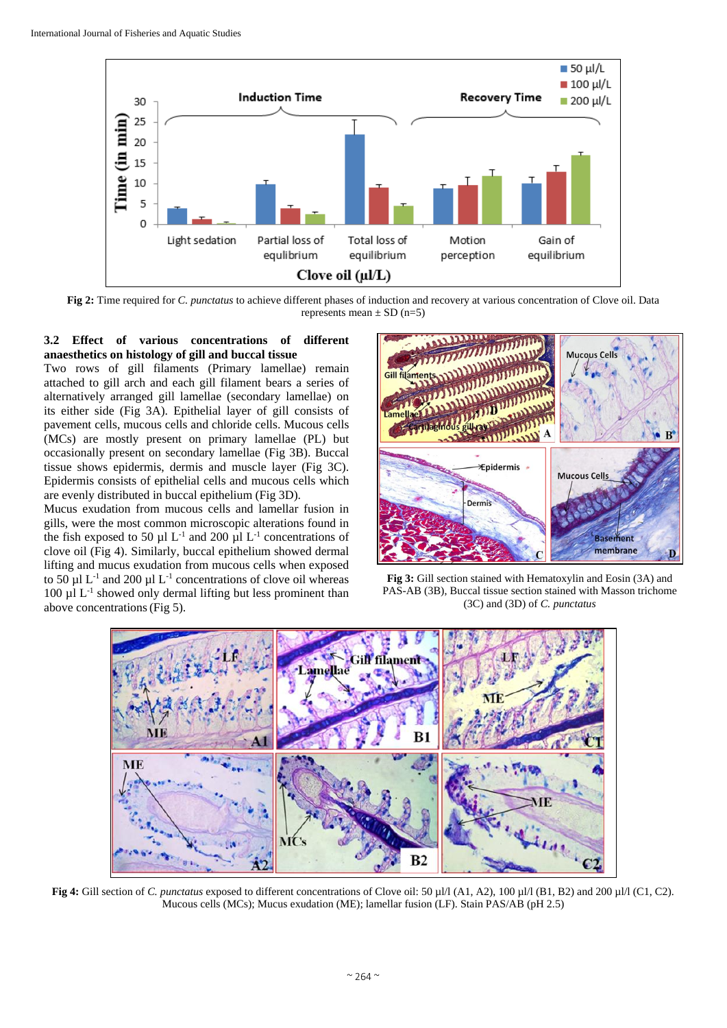Fig 2: Time required for *C. punctatus* to achieve different phases of induction and recovery at various concentration of Clove oil. Data represents mean ± SD (n=5)

### 3.2 Effect of various concentrations of different anaesthetics on histology of gill and buccal tissue

Two rows of gill filaments (Primary lamellae) remain attached to gill arch and each gill filament bears a series of alternatively arranged gill lamellae (secondary lamellae) on its either side (Fig 3A). Epithelial layer of gill consists of pavement cells, mucous cells and chloride cells. Mucous cells (MCs) are mostly present on primary lamellae (PL) but occasionally present on secondary lamellae (Fig 3B). Buccal tissue shows epidermis, dermis and muscle layer (Fig 3C). Epidermis consists of epithelial cells and mucous cells which are evenly distributed in buccal epithelium (Fig 3D).

Mucus exudation from mucous cells and lamellar fusion in gills, were the most common microscopic alterations found in the fish exposed to 50 µl $L^{-1}$ and 200 µl $L^{-1}$ concentrations of clove oil (Fig 4). Similarly, buccal epithelium showed dermal lifting and mucus exudation from mucous cells when exposed to 50 µl $L^{-1}$ and 200 µl $L^{-1}$ concentrations of clove oil whereas 100 µl $L^{-1}$ showed only dermal lifting but less prominent than above concentrations (Fig 5).

Fig 3: Gill section stained with Hematoxylin and Eosin (3A) and PAS-AB (3B), Buccal tissue section stained with Masson trichome (3C) and (3D) of *C. punctatus*

Fig 4: Gill section of *C. punctatus* exposed to different concentrations of Clove oil: 50 µl/l (A1, A2), 100 µl/l (B1, B2) and 200 µl/l (C1, C2). Mucous cells (MCs); Mucus exudation (ME); lamellar fusion (LF). Stain PAS/AB (pH 2.5)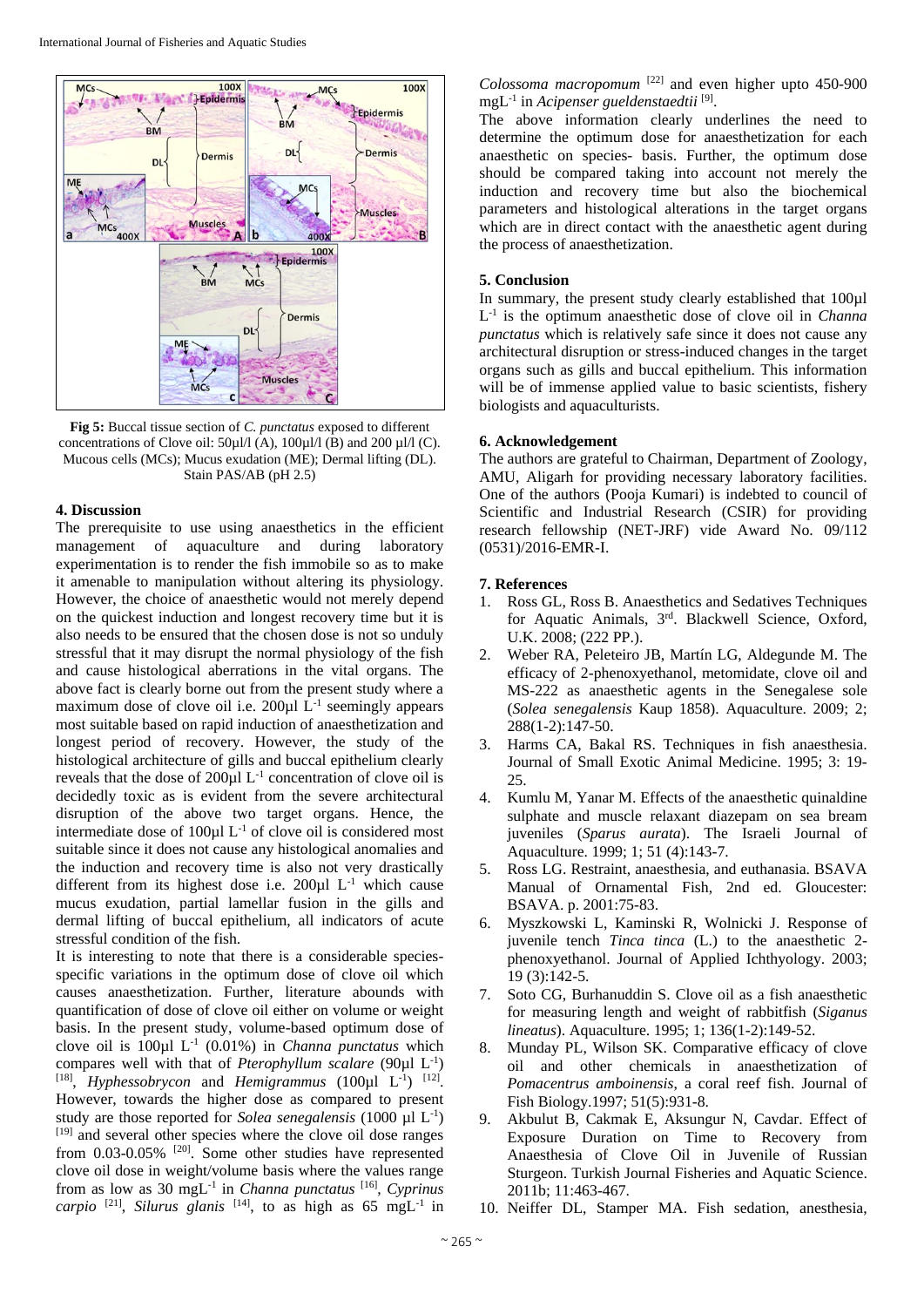**Fig 5:** Buccal tissue section of *C. punctatus* exposed to different concentrations of Clove oil: 50µl/l (A), 100µl/l (B) and 200 µl/l (C). Mucous cells (MCs); Mucus exudation (ME); Dermal lifting (DL). Stain PAS/AB (pH 2.5)

## 4. Discussion

The prerequisite to use using anaesthetics in the efficient management of aquaculture and during laboratory experimentation is to render the fish immobile so as to make it amenable to manipulation without altering its physiology. However, the choice of anaesthetic would not merely depend on the quickest induction and longest recovery time but it is also needs to be ensured that the chosen dose is not so unduly stressful that it may disrupt the normal physiology of the fish and cause histological aberrations in the vital organs. The above fact is clearly borne out from the present study where a maximum dose of clove oil i.e. 200µl $L^{-1}$ seemingly appears most suitable based on rapid induction of anaesthetization and longest period of recovery. However, the study of the histological architecture of gills and buccal epithelium clearly reveals that the dose of 200µl $L^{-1}$ concentration of clove oil is decidedly toxic as is evident from the severe architectural disruption of the above two target organs. Hence, the intermediate dose of 100µl $L^{-1}$ of clove oil is considered most suitable since it does not cause any histological anomalies and the induction and recovery time is also not very drastically different from its highest dose i.e. 200µl $L^{-1}$ which cause mucus exudation, partial lamellar fusion in the gills and dermal lifting of buccal epithelium, all indicators of acute stressful condition of the fish.

It is interesting to note that there is a considerable species-specific variations in the optimum dose of clove oil which causes anaesthetization. Further, literature abounds with quantification of dose of clove oil either on volume or weight basis. In the present study, volume-based optimum dose of clove oil is 100µl $L^{-1}$ (0.01%) in *Channa punctatus* which compares well with that of *Pterophyllum scalare* (90µl $L^{-1}$) [18], *Hyphessobrycon* and *Hemigrammus* (100µl $L^{-1}$) [12]. However, towards the higher dose as compared to present study are those reported for *Solea senegalensis* (1000 µl $L^{-1}$) [19] and several other species where the clove oil dose ranges from 0.03-0.05% [20]. Some other studies have represented clove oil dose in weight/volume basis where the values range from as low as 30 mg$L^{-1}$ in *Channa punctatus* [16], *Cyprinus carpio* [21], *Silurus glanis* [14], to as high as 65 mg$L^{-1}$ in *Colossoma macropomum* [22] and even higher upto 450-900 mg$L^{-1}$ in *Acipenser gueldenstaedtii* [9].

The above information clearly underlines the need to determine the optimum dose for anaesthetization for each anaesthetic on species- basis. Further, the optimum dose should be compared taking into account not merely the induction and recovery time but also the biochemical parameters and histological alterations in the target organs which are in direct contact with the anaesthetic agent during the process of anaesthetization.

## 5. Conclusion

In summary, the present study clearly established that 100µl $L^{-1}$ is the optimum anaesthetic dose of clove oil in *Channa punctatus* which is relatively safe since it does not cause any architectural disruption or stress-induced changes in the target organs such as gills and buccal epithelium. This information will be of immense applied value to basic scientists, fishery biologists and aquaculturists.

## 6. Acknowledgement

The authors are grateful to Chairman, Department of Zoology, AMU, Aligarh for providing necessary laboratory facilities. One of the authors (Pooja Kumari) is indebted to council of Scientific and Industrial Research (CSIR) for providing research fellowship (NET-JRF) vide Award No. 09/112 (0531)/2016-EMR-I.

## 7. References

1. Ross GL, Ross B. Anaesthetics and Sedatives Techniques for Aquatic Animals, 3rd. Blackwell Science, Oxford, U.K. 2008; (222 PP.).
2. Weber RA, Peleteiro JB, Martín LG, Aldegunde M. The efficacy of 2-phenoxyethanol, metomidate, clove oil and MS-222 as anaesthetic agents in the Senegalese sole (*Solea senegalensis* Kaup 1858). Aquaculture. 2009; 2; 288(1-2):147-50.
3. Harms CA, Bakal RS. Techniques in fish anaesthesia. Journal of Small Exotic Animal Medicine. 1995; 3: 19-25.
4. Kumlu M, Yanar M. Effects of the anaesthetic quinaldine sulphate and muscle relaxant diazepam on sea bream juveniles (*Sparus aurata*). The Israeli Journal of Aquaculture. 1999; 1; 51 (4):143-7.
5. Ross LG. Restraint, anaesthesia, and euthanasia. BSAVA Manual of Ornamental Fish, 2nd ed. Gloucester: BSAVA. p. 2001:75-83.
6. Myszkowski L, Kaminski R, Wolnicki J. Response of juvenile tench *Tinca tinca* (L.) to the anaesthetic 2-phenoxyethanol. Journal of Applied Ichthyology. 2003; 19 (3):142-5.
7. Soto CG, Burhanuddin S. Clove oil as a fish anaesthetic for measuring length and weight of rabbitfish (*Siganus lineatus*). Aquaculture. 1995; 1; 136(1-2):149-52.
8. Munday PL, Wilson SK. Comparative efficacy of clove oil and other chemicals in anaesthetization of *Pomacentrus amboinensis*, a coral reef fish. Journal of Fish Biology.1997; 51(5):931-8.
9. Akbulut B, Cakmak E, Aksungur N, Cavdar. Effect of Exposure Duration on Time to Recovery from Anaesthesia of Clove Oil in Juvenile of Russian Sturgeon. Turkish Journal Fisheries and Aquatic Science. 2011b; 11:463-467.
10. Neiffer DL, Stamper MA. Fish sedation, anesthesia,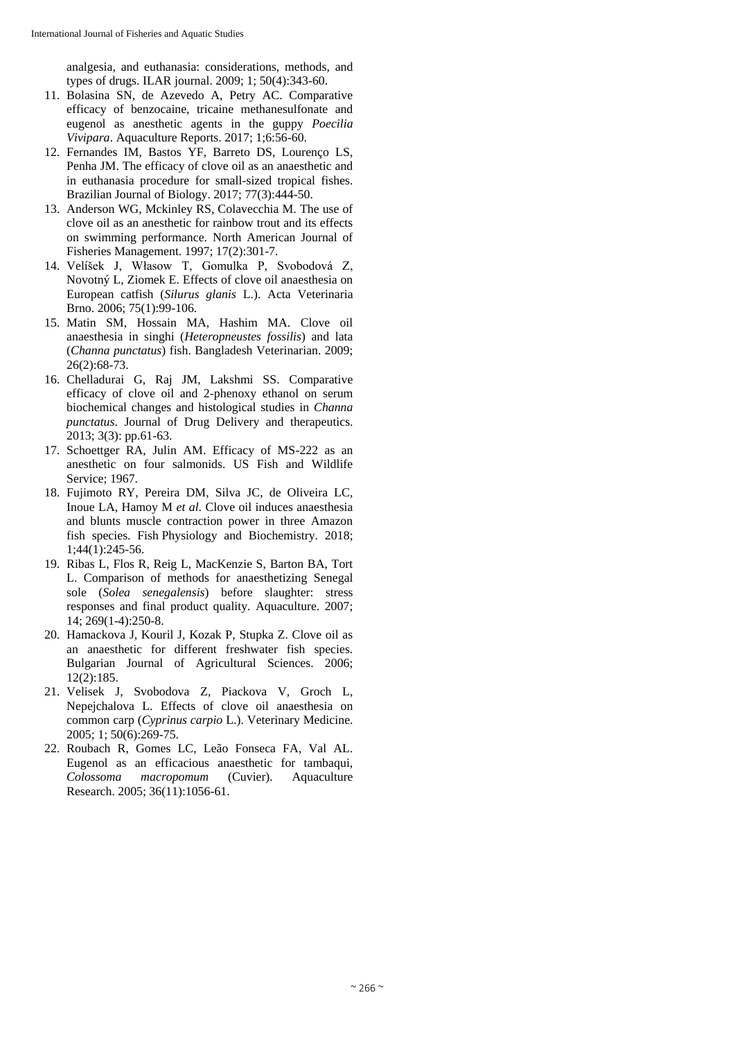analgesia, and euthanasia: considerations, methods, and types of drugs. ILAR journal. 2009; 1; 50(4):343-60.

11. Bolasina SN, de Azevedo A, Petry AC. Comparative efficacy of benzocaine, tricaine methanesulfonate and eugenol as anesthetic agents in the guppy *Poecilia Vivipara*. Aquaculture Reports. 2017; 1;6:56-60.
12. Fernandes IM, Bastos YF, Barreto DS, Lourenço LS, Penha JM. The efficacy of clove oil as an anaesthetic and in euthanasia procedure for small-sized tropical fishes. Brazilian Journal of Biology. 2017; 77(3):444-50.
13. Anderson WG, Mckinley RS, Colavecchia M. The use of clove oil as an anesthetic for rainbow trout and its effects on swimming performance. North American Journal of Fisheries Management. 1997; 17(2):301-7.
14. Velíšek J, Własow T, Gomulka P, Svobodová Z, Novotný L, Ziomek E. Effects of clove oil anaesthesia on European catfish (*Silurus glanis* L.). Acta Veterinaria Brno. 2006; 75(1):99-106.
15. Matin SM, Hossain MA, Hashim MA. Clove oil anaesthesia in singhi (*Heteropneustes fossilis*) and lata (*Channa punctatus*) fish. Bangladesh Veterinarian. 2009; 26(2):68-73.
16. Chelladurai G, Raj JM, Lakshmi SS. Comparative efficacy of clove oil and 2-phenoxy ethanol on serum biochemical changes and histological studies in *Channa punctatus*. Journal of Drug Delivery and therapeutics. 2013; 3(3): pp.61-63.
17. Schoettger RA, Julin AM. Efficacy of MS-222 as an anesthetic on four salmonids. US Fish and Wildlife Service; 1967.
18. Fujimoto RY, Pereira DM, Silva JC, de Oliveira LC, Inoue LA, Hamoy M *et al*. Clove oil induces anaesthesia and blunts muscle contraction power in three Amazon fish species. Fish Physiology and Biochemistry. 2018; 1;44(1):245-56.
19. Ribas L, Flos R, Reig L, MacKenzie S, Barton BA, Tort L. Comparison of methods for anaesthetizing Senegal sole (*Solea senegalensis*) before slaughter: stress responses and final product quality. Aquaculture. 2007; 14; 269(1-4):250-8.
20. Hamackova J, Kouril J, Kozak P, Stupka Z. Clove oil as an anaesthetic for different freshwater fish species. Bulgarian Journal of Agricultural Sciences. 2006; 12(2):185.
21. Velisek J, Svobodova Z, Piackova V, Groch L, Nepejchalova L. Effects of clove oil anaesthesia on common carp (*Cyprinus carpio* L.). Veterinary Medicine. 2005; 1; 50(6):269-75.
22. Roubach R, Gomes LC, Leão Fonseca FA, Val AL. Eugenol as an efficacious anaesthetic for tambaqui, *Colossoma macropomum* (Cuvier). Aquaculture Research. 2005; 36(11):1056-61.